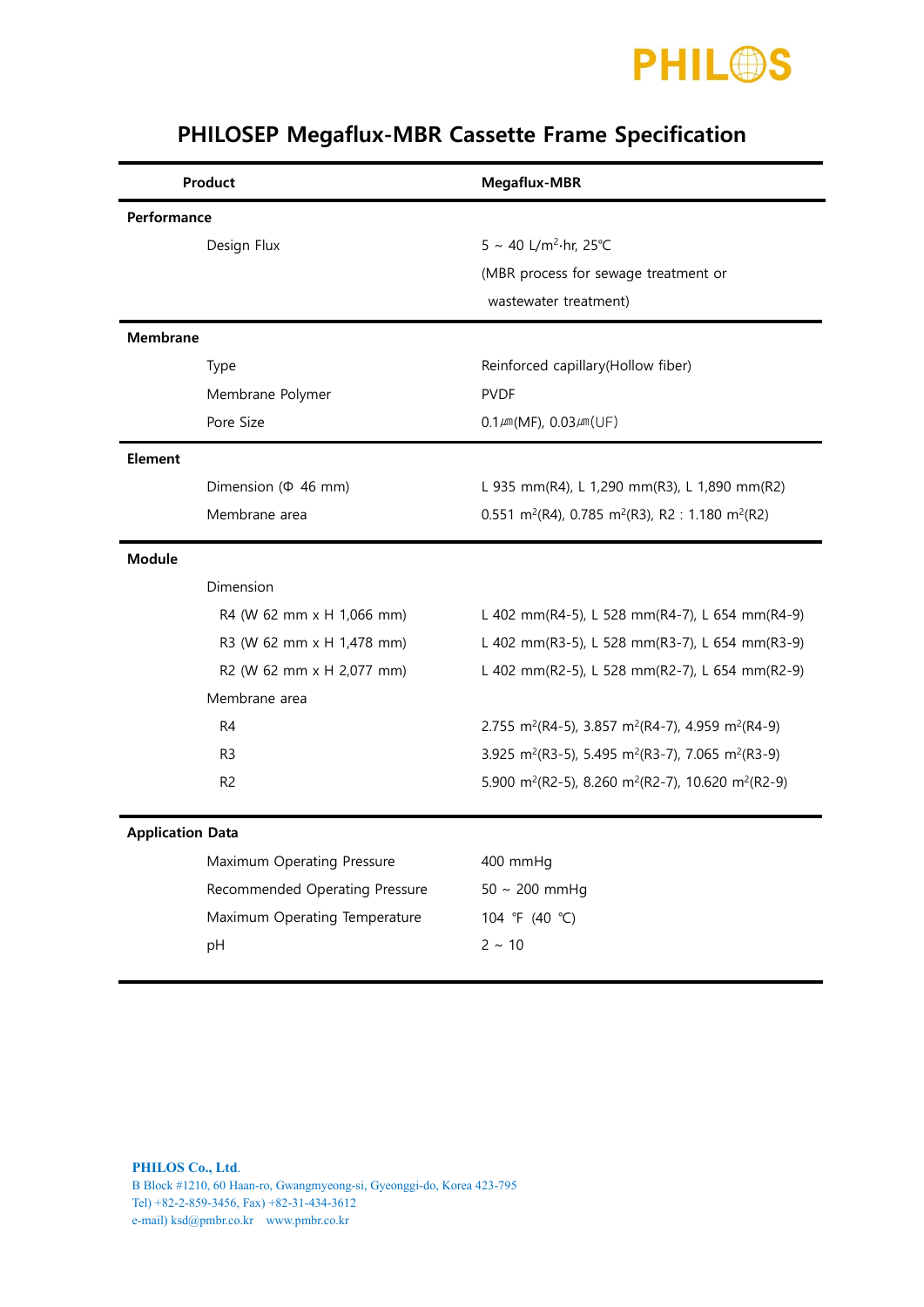# PHILOSEP Megaflux-MBR Cassette Frame Specification

| Product | | Megaflux-MBR |
|---|---|---|
| **Performance** | | |
| | Design Flux | 5 ~ 40 L/m$^2$·hr, 25℃ (MBR process for sewage treatment or wastewater treatment) |
| **Membrane** | | |
| | Type | Reinforced capillary(Hollow fiber) |
| | Membrane Polymer | PVDF |
| | Pore Size | 0.1㎛(MF), 0.03㎛(UF) |
| **Element** | | |
| | Dimension (Φ 46 mm) | L 935 mm(R4), L 1,290 mm(R3), L 1,890 mm(R2) |
| | Membrane area | 0.551 m$^2$(R4), 0.785 m$^2$(R3), R2 : 1.180 m$^2$(R2) |
| **Module** | | |
| | Dimension | |
| | R4 (W 62 mm x H 1,066 mm) | L 402 mm(R4-5), L 528 mm(R4-7), L 654 mm(R4-9) |
| | R3 (W 62 mm x H 1,478 mm) | L 402 mm(R3-5), L 528 mm(R3-7), L 654 mm(R3-9) |
| | R2 (W 62 mm x H 2,077 mm) | L 402 mm(R2-5), L 528 mm(R2-7), L 654 mm(R2-9) |
| | Membrane area | |
| | R4 | 2.755 m$^2$(R4-5), 3.857 m$^2$(R4-7), 4.959 m$^2$(R4-9) |
| | R3 | 3.925 m$^2$(R3-5), 5.495 m$^2$(R3-7), 7.065 m$^2$(R3-9) |
| | R2 | 5.900 m$^2$(R2-5), 8.260 m$^2$(R2-7), 10.620 m$^2$(R2-9) |
| **Application Data** | | |
| | Maximum Operating Pressure | 400 mmHg |
| | Recommended Operating Pressure | 50 ~ 200 mmHg |
| | Maximum Operating Temperature | 104 ℉ (40 ℃) |
| | pH | 2 ~ 10 |

**PHILOS Co., Ltd.**
B Block #1210, 60 Haan-ro, Gwangmyeong-si, Gyeonggi-do, Korea 423-795
Tel) +82-2-859-3456, Fax) +82-31-434-3612
e-mail) ksd@pmbr.co.kr www.pmbr.co.kr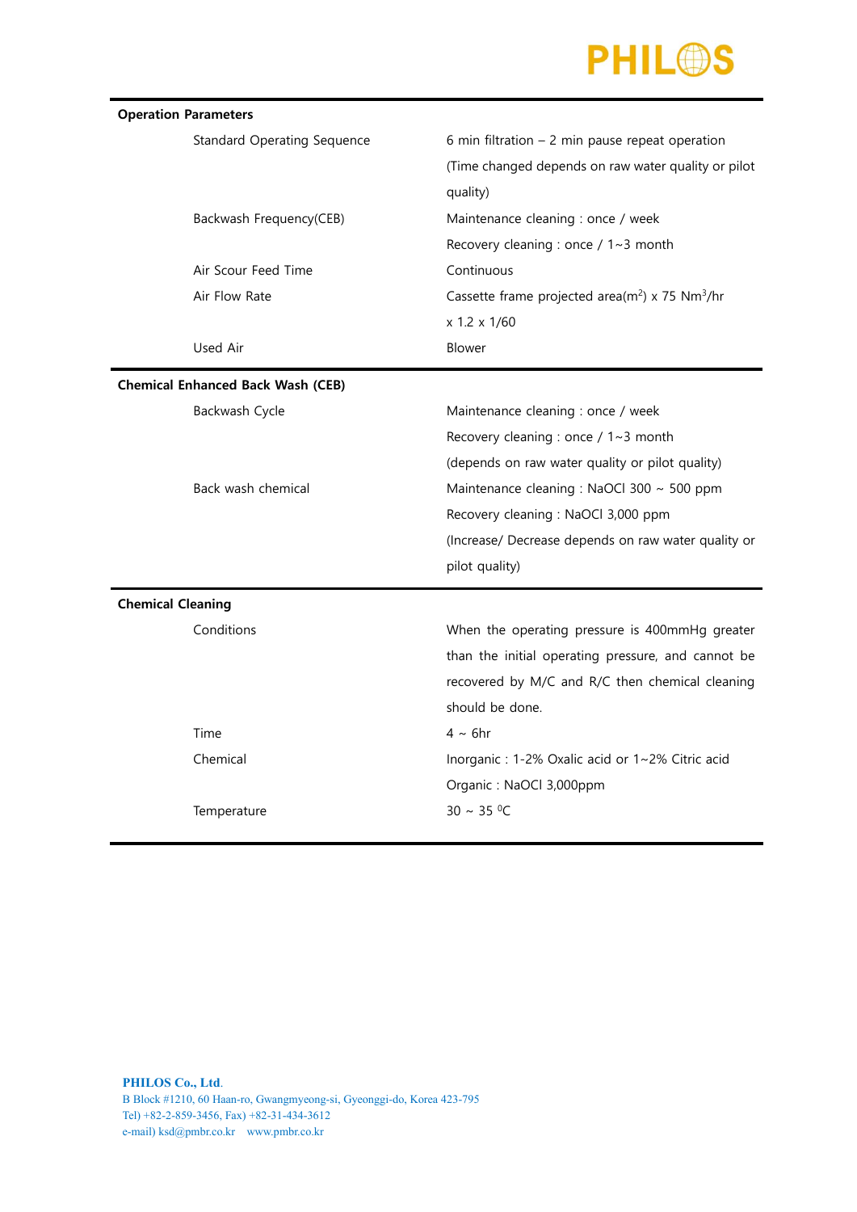| **Operation Parameters** | |
|---|---|
| Standard Operating Sequence | 6 min filtration – 2 min pause repeat operation (Time changed depends on raw water quality or pilot quality) |
| Backwash Frequency(CEB) | Maintenance cleaning : once / week<br>Recovery cleaning : once / 1~3 month |
| Air Scour Feed Time | Continuous |
| Air Flow Rate | Cassette frame projected area($m^2$) x 75 $Nm^3$/hr x 1.2 x 1/60 |
| Used Air | Blower |

| **Chemical Enhanced Back Wash (CEB)** | |
|---|---|
| Backwash Cycle | Maintenance cleaning : once / week<br>Recovery cleaning : once / 1~3 month<br>(depends on raw water quality or pilot quality) |
| Back wash chemical | Maintenance cleaning : NaOCl 300 ~ 500 ppm<br>Recovery cleaning : NaOCl 3,000 ppm<br>(Increase/ Decrease depends on raw water quality or pilot quality) |

| **Chemical Cleaning** | |
|---|---|
| Conditions | When the operating pressure is 400mmHg greater than the initial operating pressure, and cannot be recovered by M/C and R/C then chemical cleaning should be done. |
| Time | 4 ~ 6hr |
| Chemical | Inorganic : 1-2% Oxalic acid or 1~2% Citric acid<br>Organic : NaOCl 3,000ppm |
| Temperature | 30 ~ 35 $^{0}$C |

**PHILOS Co., Ltd.**
B Block #1210, 60 Haan-ro, Gwangmyeong-si, Gyeonggi-do, Korea 423-795
Tel) +82-2-859-3456, Fax) +82-31-434-3612
e-mail) ksd@pmbr.co.kr www.pmbr.co.kr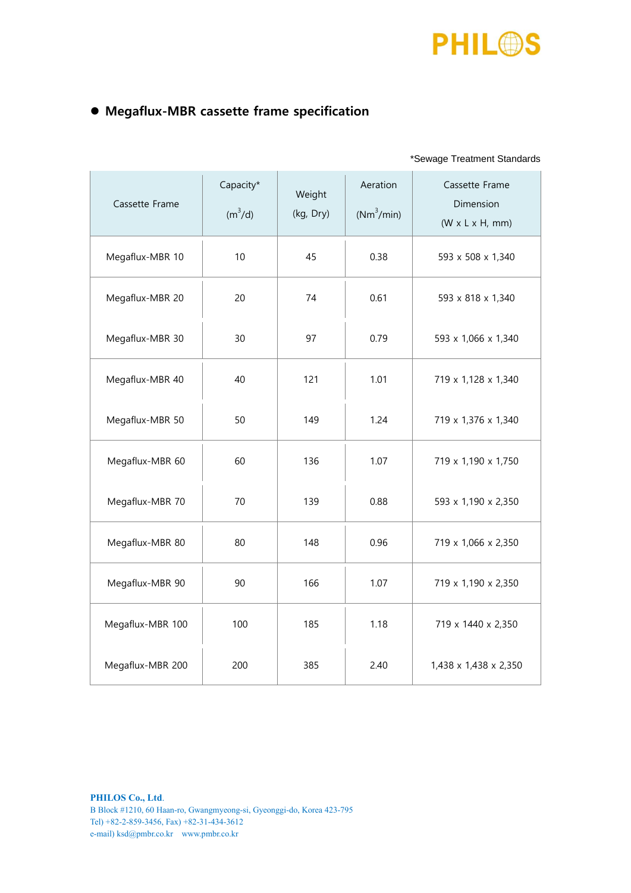- **Megaflux-MBR cassette frame specification**

*Sewage Treatment Standards

| Cassette Frame | Capacity* ($m^3$/d) | Weight (kg, Dry) | Aeration ($Nm^3$/min) | Cassette Frame Dimension (W x L x H, mm) |
|---|---|---|---|---|
| Megaflux-MBR 10 | 10 | 45 | 0.38 | 593 x 508 x 1,340 |
| Megaflux-MBR 20 | 20 | 74 | 0.61 | 593 x 818 x 1,340 |
| Megaflux-MBR 30 | 30 | 97 | 0.79 | 593 x 1,066 x 1,340 |
| Megaflux-MBR 40 | 40 | 121 | 1.01 | 719 x 1,128 x 1,340 |
| Megaflux-MBR 50 | 50 | 149 | 1.24 | 719 x 1,376 x 1,340 |
| Megaflux-MBR 60 | 60 | 136 | 1.07 | 719 x 1,190 x 1,750 |
| Megaflux-MBR 70 | 70 | 139 | 0.88 | 593 x 1,190 x 2,350 |
| Megaflux-MBR 80 | 80 | 148 | 0.96 | 719 x 1,066 x 2,350 |
| Megaflux-MBR 90 | 90 | 166 | 1.07 | 719 x 1,190 x 2,350 |
| Megaflux-MBR 100 | 100 | 185 | 1.18 | 719 x 1440 x 2,350 |
| Megaflux-MBR 200 | 200 | 385 | 2.40 | 1,438 x 1,438 x 2,350 |

**PHILOS Co., Ltd.**
B Block #1210, 60 Haan-ro, Gwangmyeong-si, Gyeonggi-do, Korea 423-795
Tel) +82-2-859-3456, Fax) +82-31-434-3612
e-mail) ksd@pmbr.co.kr www.pmbr.co.kr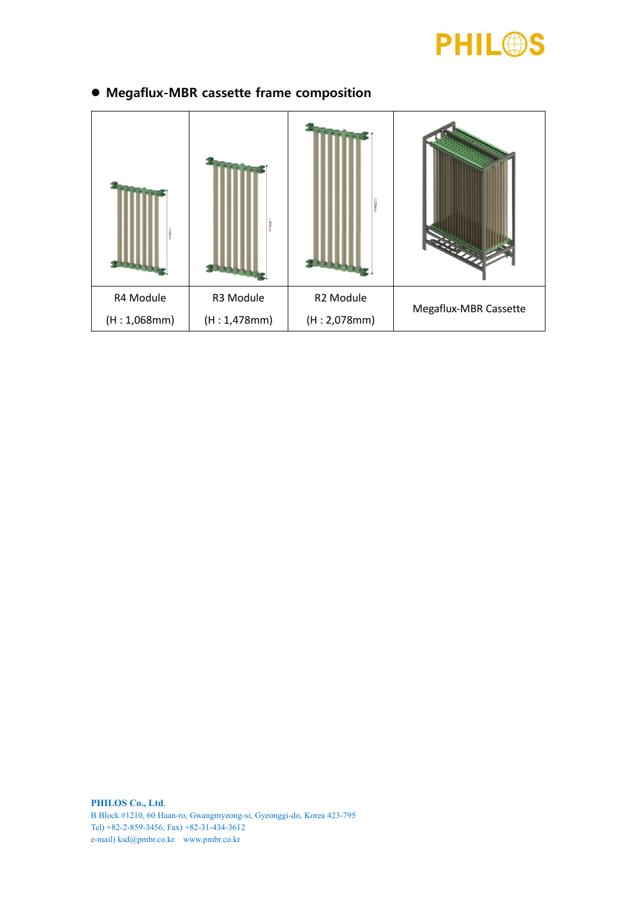● **Megaflux-MBR cassette frame composition**

| | | | |
|---|---|---|---|
| R4 Module<br>(H : 1,068mm) | R3 Module<br>(H : 1,478mm) | R2 Module<br>(H : 2,078mm) | Megaflux-MBR Cassette |

**PHILOS Co., Ltd.**
B Block #1210, 60 Haan-ro, Gwangmyeong-si, Gyeonggi-do, Korea 423-795
Tel) +82-2-859-3456, Fax) +82-31-434-3612
e-mail) ksd@pmbr.co.kr    www.pmbr.co.kr